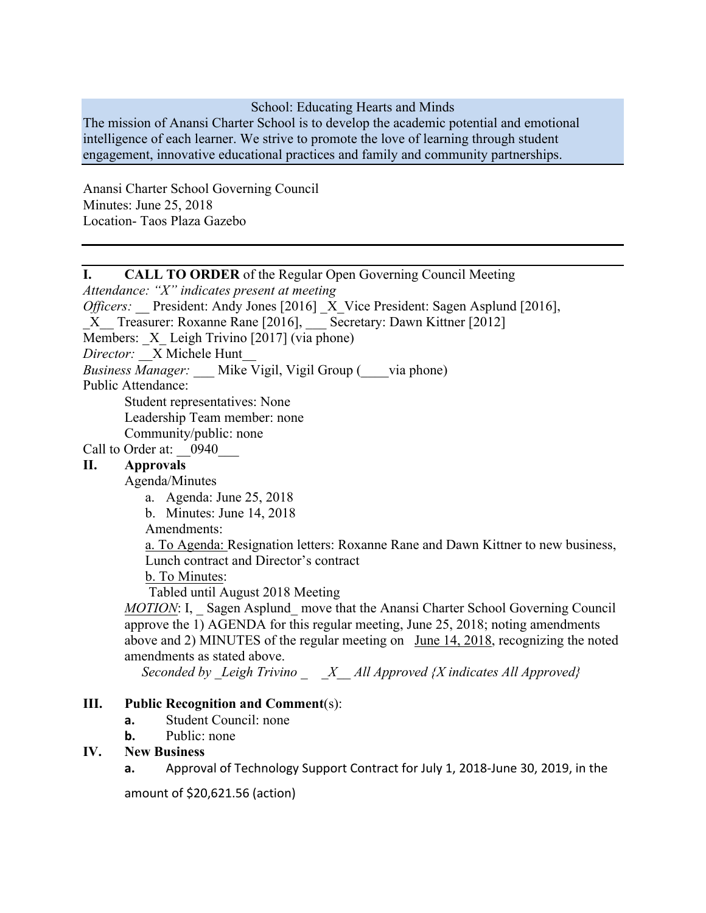School: Educating Hearts and Minds

The mission of Anansi Charter School is to develop the academic potential and emotional intelligence of each learner. We strive to promote the love of learning through student engagement, innovative educational practices and family and community partnerships.

Anansi Charter School Governing Council
Minutes: June 25, 2018
Location- Taos Plaza Gazebo

---

**I. CALL TO ORDER** of the Regular Open Governing Council Meeting

*Attendance: "X" indicates present at meeting*

*Officers:* __ President: Andy Jones [2016] _X_Vice President: Sagen Asplund [2016], _X__ Treasurer: Roxanne Rane [2016], ___ Secretary: Dawn Kittner [2012]

Members: _X_ Leigh Trivino [2017] (via phone)

*Director:* __X Michele Hunt__

*Business Manager:* ___ Mike Vigil, Vigil Group (____via phone)

Public Attendance:

Student representatives: None

Leadership Team member: none

Community/public: none

Call to Order at: __0940___

**II. Approvals**

Agenda/Minutes

a. Agenda: June 25, 2018

b. Minutes: June 14, 2018

Amendments:

a. To Agenda: Resignation letters: Roxanne Rane and Dawn Kittner to new business, Lunch contract and Director's contract

b. To Minutes:

Tabled until August 2018 Meeting

*MOTION*: I, _ Sagen Asplund_ move that the Anansi Charter School Governing Council approve the 1) AGENDA for this regular meeting, June 25, 2018; noting amendments above and 2) MINUTES of the regular meeting on June 14, 2018, recognizing the noted amendments as stated above.

*Seconded by _Leigh Trivino _ _X__ All Approved {X indicates All Approved}*

**III. Public Recognition and Comment**(s):

**a.** Student Council: none

**b.** Public: none

**IV. New Business**

**a.** Approval of Technology Support Contract for July 1, 2018-June 30, 2019, in the amount of $20,621.56 (action)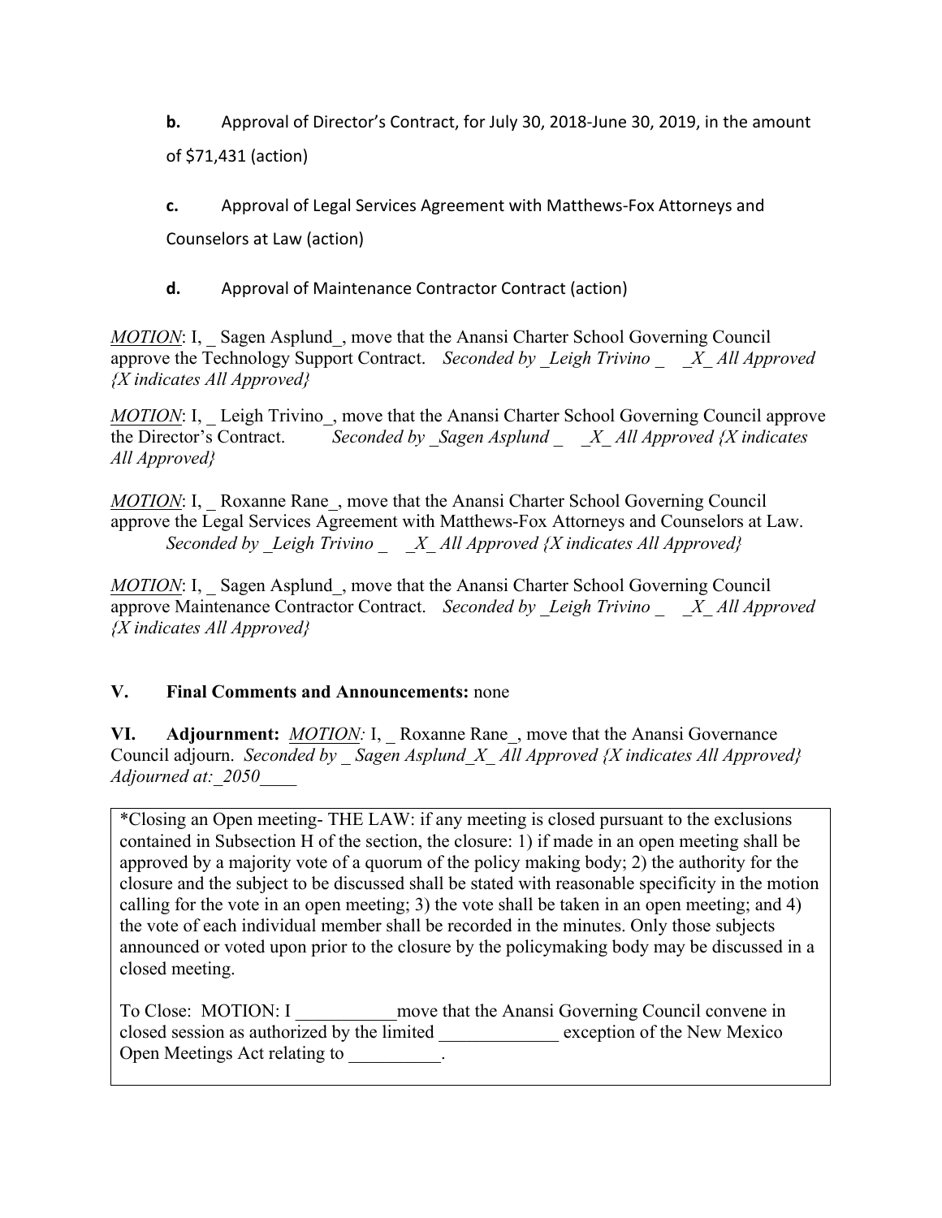**b.** Approval of Director's Contract, for July 30, 2018-June 30, 2019, in the amount of $71,431 (action)

**c.** Approval of Legal Services Agreement with Matthews-Fox Attorneys and Counselors at Law (action)

**d.** Approval of Maintenance Contractor Contract (action)

*MOTION*: I, _ Sagen Asplund_, move that the Anansi Charter School Governing Council approve the Technology Support Contract. *Seconded by _Leigh Trivino _ _X_ All Approved {X indicates All Approved}*

*MOTION*: I, _ Leigh Trivino_, move that the Anansi Charter School Governing Council approve the Director's Contract. *Seconded by _Sagen Asplund _ _X_ All Approved {X indicates All Approved}*

*MOTION*: I, _ Roxanne Rane_, move that the Anansi Charter School Governing Council approve the Legal Services Agreement with Matthews-Fox Attorneys and Counselors at Law. *Seconded by _Leigh Trivino _ _X_ All Approved {X indicates All Approved}*

*MOTION*: I, _ Sagen Asplund_, move that the Anansi Charter School Governing Council approve Maintenance Contractor Contract. *Seconded by _Leigh Trivino _ _X_ All Approved {X indicates All Approved}*

**V. Final Comments and Announcements:** none

**VI. Adjournment:** *MOTION:* I, _ Roxanne Rane_, move that the Anansi Governance Council adjourn. *Seconded by _ Sagen Asplund_X_ All Approved {X indicates All Approved} Adjourned at:_2050____*

*Closing an Open meeting- THE LAW: if any meeting is closed pursuant to the exclusions contained in Subsection H of the section, the closure: 1) if made in an open meeting shall be approved by a majority vote of a quorum of the policy making body; 2) the authority for the closure and the subject to be discussed shall be stated with reasonable specificity in the motion calling for the vote in an open meeting; 3) the vote shall be taken in an open meeting; and 4) the vote of each individual member shall be recorded in the minutes. Only those subjects announced or voted upon prior to the closure by the policymaking body may be discussed in a closed meeting.

To Close: MOTION: I ___________move that the Anansi Governing Council convene in closed session as authorized by the limited _____________ exception of the New Mexico Open Meetings Act relating to __________.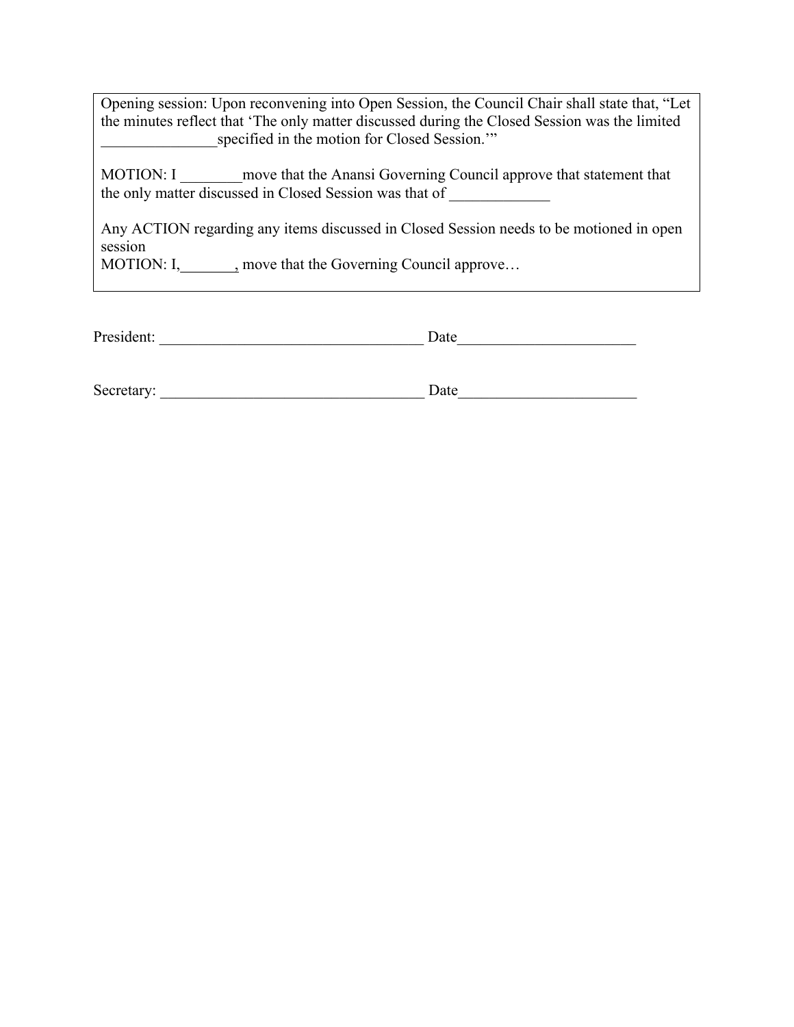Opening session: Upon reconvening into Open Session, the Council Chair shall state that, "Let the minutes reflect that 'The only matter discussed during the Closed Session was the limited _______________specified in the motion for Closed Session.'"

MOTION: I ________move that the Anansi Governing Council approve that statement that the only matter discussed in Closed Session was that of _____________

Any ACTION regarding any items discussed in Closed Session needs to be motioned in open session
MOTION: I,_______, move that the Governing Council approve…

President: __________________________________ Date_______________________

Secretary: __________________________________ Date_______________________